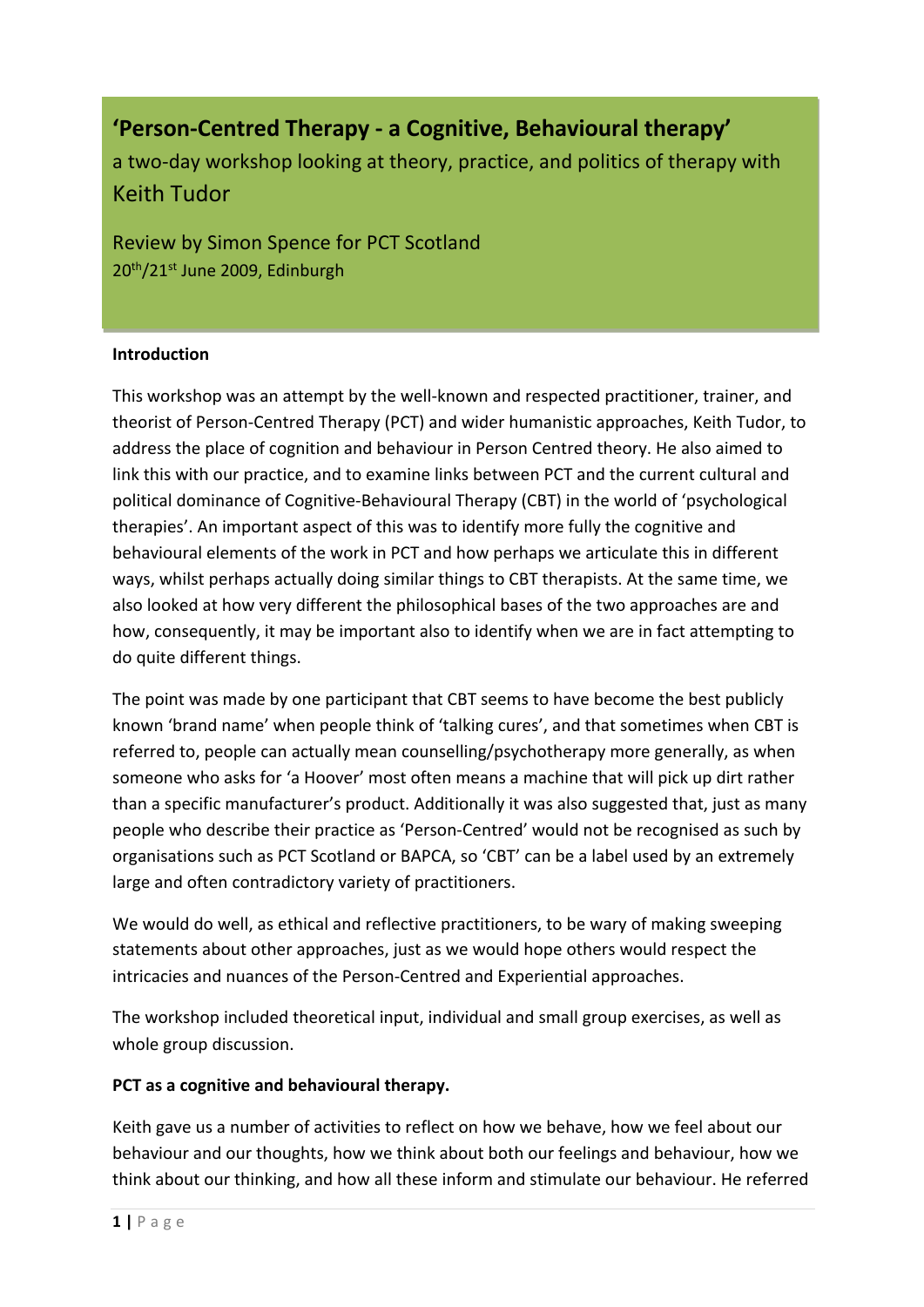# 'Person-Centred Therapy - a Cognitive, Behavioural therapy'

a two-day workshop looking at theory, practice, and politics of therapy with Keith Tudor

Review by Simon Spence for PCT Scotland
20th/21st June 2009, Edinburgh

**Introduction**

This workshop was an attempt by the well-known and respected practitioner, trainer, and theorist of Person-Centred Therapy (PCT) and wider humanistic approaches, Keith Tudor, to address the place of cognition and behaviour in Person Centred theory. He also aimed to link this with our practice, and to examine links between PCT and the current cultural and political dominance of Cognitive-Behavioural Therapy (CBT) in the world of 'psychological therapies'. An important aspect of this was to identify more fully the cognitive and behavioural elements of the work in PCT and how perhaps we articulate this in different ways, whilst perhaps actually doing similar things to CBT therapists. At the same time, we also looked at how very different the philosophical bases of the two approaches are and how, consequently, it may be important also to identify when we are in fact attempting to do quite different things.

The point was made by one participant that CBT seems to have become the best publicly known 'brand name' when people think of 'talking cures', and that sometimes when CBT is referred to, people can actually mean counselling/psychotherapy more generally, as when someone who asks for 'a Hoover' most often means a machine that will pick up dirt rather than a specific manufacturer's product. Additionally it was also suggested that, just as many people who describe their practice as 'Person-Centred' would not be recognised as such by organisations such as PCT Scotland or BAPCA, so 'CBT' can be a label used by an extremely large and often contradictory variety of practitioners.

We would do well, as ethical and reflective practitioners, to be wary of making sweeping statements about other approaches, just as we would hope others would respect the intricacies and nuances of the Person-Centred and Experiential approaches.

The workshop included theoretical input, individual and small group exercises, as well as whole group discussion.

**PCT as a cognitive and behavioural therapy.**

Keith gave us a number of activities to reflect on how we behave, how we feel about our behaviour and our thoughts, how we think about both our feelings and behaviour, how we think about our thinking, and how all these inform and stimulate our behaviour. He referred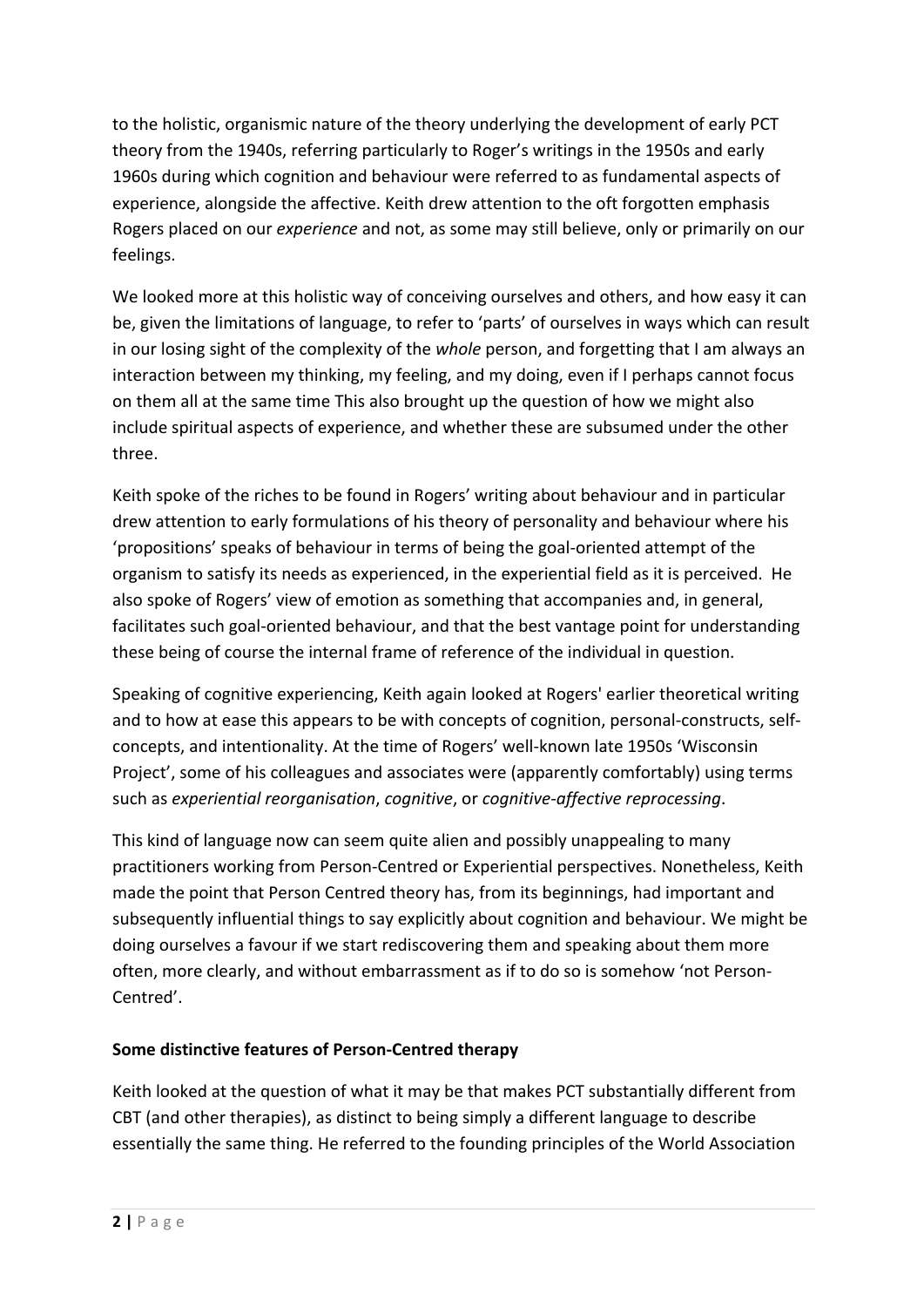to the holistic, organismic nature of the theory underlying the development of early PCT theory from the 1940s, referring particularly to Roger's writings in the 1950s and early 1960s during which cognition and behaviour were referred to as fundamental aspects of experience, alongside the affective. Keith drew attention to the oft forgotten emphasis Rogers placed on our *experience* and not, as some may still believe, only or primarily on our feelings.

We looked more at this holistic way of conceiving ourselves and others, and how easy it can be, given the limitations of language, to refer to 'parts' of ourselves in ways which can result in our losing sight of the complexity of the *whole* person, and forgetting that I am always an interaction between my thinking, my feeling, and my doing, even if I perhaps cannot focus on them all at the same time This also brought up the question of how we might also include spiritual aspects of experience, and whether these are subsumed under the other three.

Keith spoke of the riches to be found in Rogers' writing about behaviour and in particular drew attention to early formulations of his theory of personality and behaviour where his 'propositions' speaks of behaviour in terms of being the goal-oriented attempt of the organism to satisfy its needs as experienced, in the experiential field as it is perceived. He also spoke of Rogers' view of emotion as something that accompanies and, in general, facilitates such goal-oriented behaviour, and that the best vantage point for understanding these being of course the internal frame of reference of the individual in question.

Speaking of cognitive experiencing, Keith again looked at Rogers' earlier theoretical writing and to how at ease this appears to be with concepts of cognition, personal-constructs, self-concepts, and intentionality. At the time of Rogers' well-known late 1950s 'Wisconsin Project', some of his colleagues and associates were (apparently comfortably) using terms such as *experiential reorganisation*, *cognitive*, or *cognitive-affective reprocessing*.

This kind of language now can seem quite alien and possibly unappealing to many practitioners working from Person-Centred or Experiential perspectives. Nonetheless, Keith made the point that Person Centred theory has, from its beginnings, had important and subsequently influential things to say explicitly about cognition and behaviour. We might be doing ourselves a favour if we start rediscovering them and speaking about them more often, more clearly, and without embarrassment as if to do so is somehow 'not Person-Centred'.

**Some distinctive features of Person-Centred therapy**

Keith looked at the question of what it may be that makes PCT substantially different from CBT (and other therapies), as distinct to being simply a different language to describe essentially the same thing. He referred to the founding principles of the World Association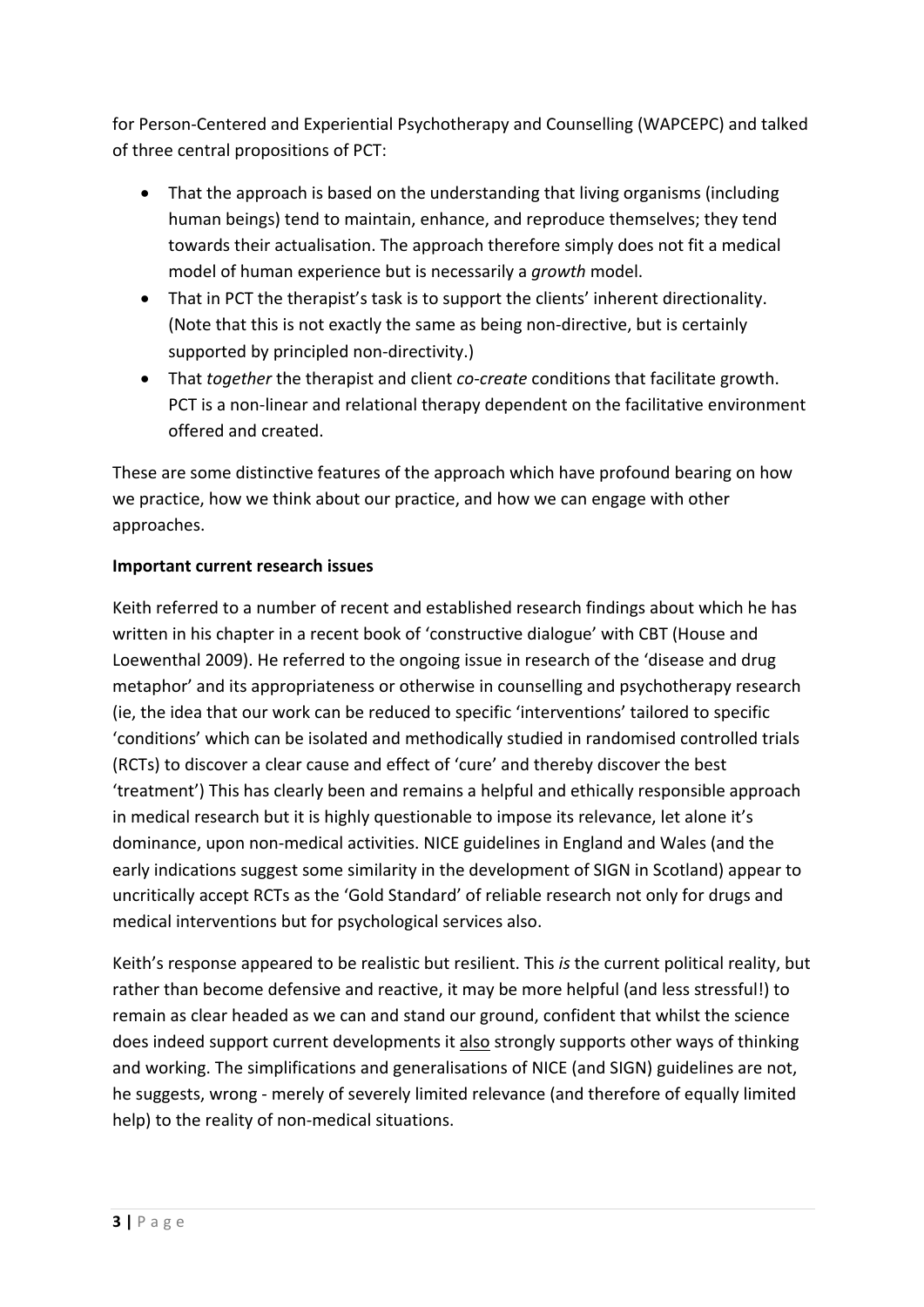for Person-Centered and Experiential Psychotherapy and Counselling (WAPCEPC) and talked of three central propositions of PCT:

- That the approach is based on the understanding that living organisms (including human beings) tend to maintain, enhance, and reproduce themselves; they tend towards their actualisation. The approach therefore simply does not fit a medical model of human experience but is necessarily a *growth* model.
- That in PCT the therapist's task is to support the clients' inherent directionality. (Note that this is not exactly the same as being non-directive, but is certainly supported by principled non-directivity.)
- That *together* the therapist and client *co-create* conditions that facilitate growth. PCT is a non-linear and relational therapy dependent on the facilitative environment offered and created.

These are some distinctive features of the approach which have profound bearing on how we practice, how we think about our practice, and how we can engage with other approaches.

**Important current research issues**

Keith referred to a number of recent and established research findings about which he has written in his chapter in a recent book of 'constructive dialogue' with CBT (House and Loewenthal 2009). He referred to the ongoing issue in research of the 'disease and drug metaphor' and its appropriateness or otherwise in counselling and psychotherapy research (ie, the idea that our work can be reduced to specific 'interventions' tailored to specific 'conditions' which can be isolated and methodically studied in randomised controlled trials (RCTs) to discover a clear cause and effect of 'cure' and thereby discover the best 'treatment') This has clearly been and remains a helpful and ethically responsible approach in medical research but it is highly questionable to impose its relevance, let alone it's dominance, upon non-medical activities. NICE guidelines in England and Wales (and the early indications suggest some similarity in the development of SIGN in Scotland) appear to uncritically accept RCTs as the 'Gold Standard' of reliable research not only for drugs and medical interventions but for psychological services also.

Keith's response appeared to be realistic but resilient. This *is* the current political reality, but rather than become defensive and reactive, it may be more helpful (and less stressful!) to remain as clear headed as we can and stand our ground, confident that whilst the science does indeed support current developments it <u>also</u> strongly supports other ways of thinking and working. The simplifications and generalisations of NICE (and SIGN) guidelines are not, he suggests, wrong - merely of severely limited relevance (and therefore of equally limited help) to the reality of non-medical situations.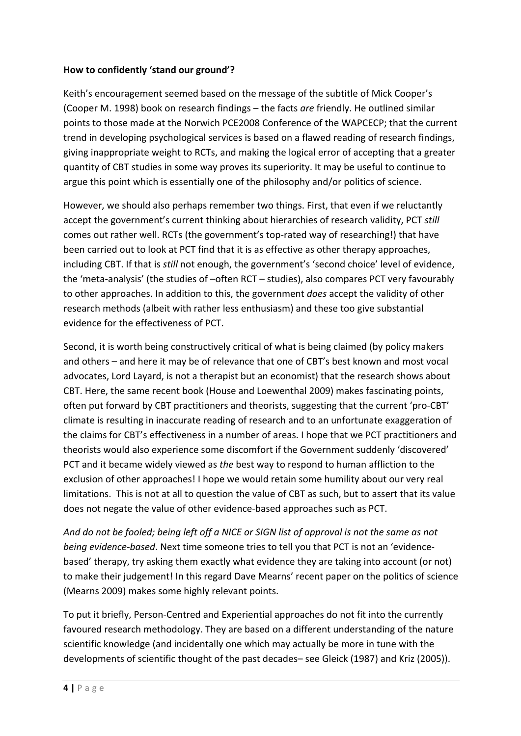**How to confidently 'stand our ground'?**

Keith's encouragement seemed based on the message of the subtitle of Mick Cooper's (Cooper M. 1998) book on research findings – the facts *are* friendly. He outlined similar points to those made at the Norwich PCE2008 Conference of the WAPCECP; that the current trend in developing psychological services is based on a flawed reading of research findings, giving inappropriate weight to RCTs, and making the logical error of accepting that a greater quantity of CBT studies in some way proves its superiority. It may be useful to continue to argue this point which is essentially one of the philosophy and/or politics of science.

However, we should also perhaps remember two things. First, that even if we reluctantly accept the government's current thinking about hierarchies of research validity, PCT *still* comes out rather well. RCTs (the government's top-rated way of researching!) that have been carried out to look at PCT find that it is as effective as other therapy approaches, including CBT. If that is *still* not enough, the government's 'second choice' level of evidence, the 'meta-analysis' (the studies of –often RCT – studies), also compares PCT very favourably to other approaches. In addition to this, the government *does* accept the validity of other research methods (albeit with rather less enthusiasm) and these too give substantial evidence for the effectiveness of PCT.

Second, it is worth being constructively critical of what is being claimed (by policy makers and others – and here it may be of relevance that one of CBT's best known and most vocal advocates, Lord Layard, is not a therapist but an economist) that the research shows about CBT. Here, the same recent book (House and Loewenthal 2009) makes fascinating points, often put forward by CBT practitioners and theorists, suggesting that the current 'pro-CBT' climate is resulting in inaccurate reading of research and to an unfortunate exaggeration of the claims for CBT's effectiveness in a number of areas. I hope that we PCT practitioners and theorists would also experience some discomfort if the Government suddenly 'discovered' PCT and it became widely viewed as *the* best way to respond to human affliction to the exclusion of other approaches! I hope we would retain some humility about our very real limitations. This is not at all to question the value of CBT as such, but to assert that its value does not negate the value of other evidence-based approaches such as PCT.

*And do not be fooled; being left off a NICE or SIGN list of approval is not the same as not being evidence-based*. Next time someone tries to tell you that PCT is not an 'evidence-based' therapy, try asking them exactly what evidence they are taking into account (or not) to make their judgement! In this regard Dave Mearns' recent paper on the politics of science (Mearns 2009) makes some highly relevant points.

To put it briefly, Person-Centred and Experiential approaches do not fit into the currently favoured research methodology. They are based on a different understanding of the nature scientific knowledge (and incidentally one which may actually be more in tune with the developments of scientific thought of the past decades– see Gleick (1987) and Kriz (2005)).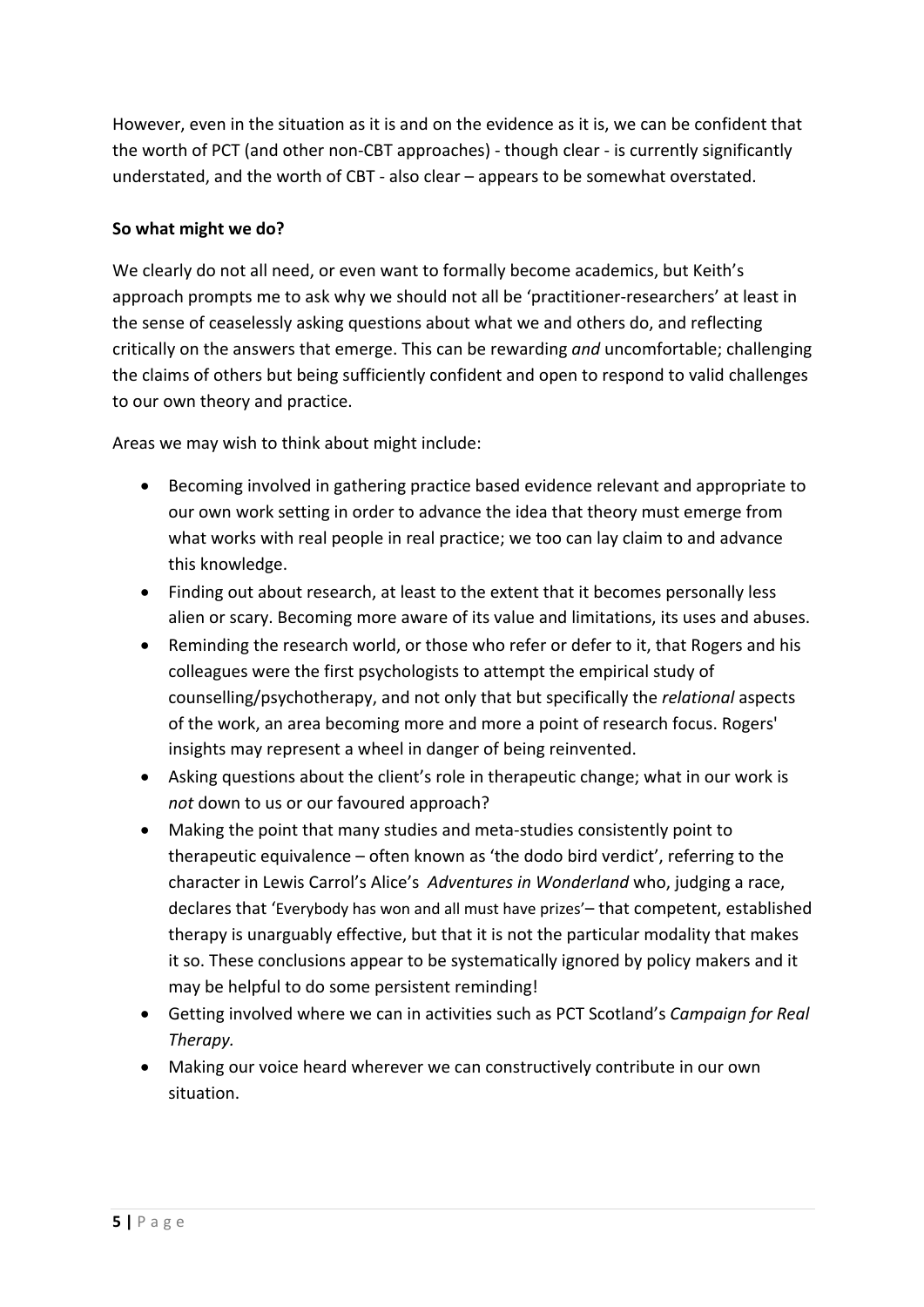However, even in the situation as it is and on the evidence as it is, we can be confident that the worth of PCT (and other non-CBT approaches) - though clear - is currently significantly understated, and the worth of CBT - also clear – appears to be somewhat overstated.

**So what might we do?**

We clearly do not all need, or even want to formally become academics, but Keith's approach prompts me to ask why we should not all be 'practitioner-researchers' at least in the sense of ceaselessly asking questions about what we and others do, and reflecting critically on the answers that emerge. This can be rewarding *and* uncomfortable; challenging the claims of others but being sufficiently confident and open to respond to valid challenges to our own theory and practice.

Areas we may wish to think about might include:

- Becoming involved in gathering practice based evidence relevant and appropriate to our own work setting in order to advance the idea that theory must emerge from what works with real people in real practice; we too can lay claim to and advance this knowledge.
- Finding out about research, at least to the extent that it becomes personally less alien or scary. Becoming more aware of its value and limitations, its uses and abuses.
- Reminding the research world, or those who refer or defer to it, that Rogers and his colleagues were the first psychologists to attempt the empirical study of counselling/psychotherapy, and not only that but specifically the *relational* aspects of the work, an area becoming more and more a point of research focus. Rogers' insights may represent a wheel in danger of being reinvented.
- Asking questions about the client's role in therapeutic change; what in our work is *not* down to us or our favoured approach?
- Making the point that many studies and meta-studies consistently point to therapeutic equivalence – often known as 'the dodo bird verdict', referring to the character in Lewis Carrol's Alice's *Adventures in Wonderland* who, judging a race, declares that 'Everybody has won and all must have prizes'– that competent, established therapy is unarguably effective, but that it is not the particular modality that makes it so. These conclusions appear to be systematically ignored by policy makers and it may be helpful to do some persistent reminding!
- Getting involved where we can in activities such as PCT Scotland's *Campaign for Real Therapy.*
- Making our voice heard wherever we can constructively contribute in our own situation.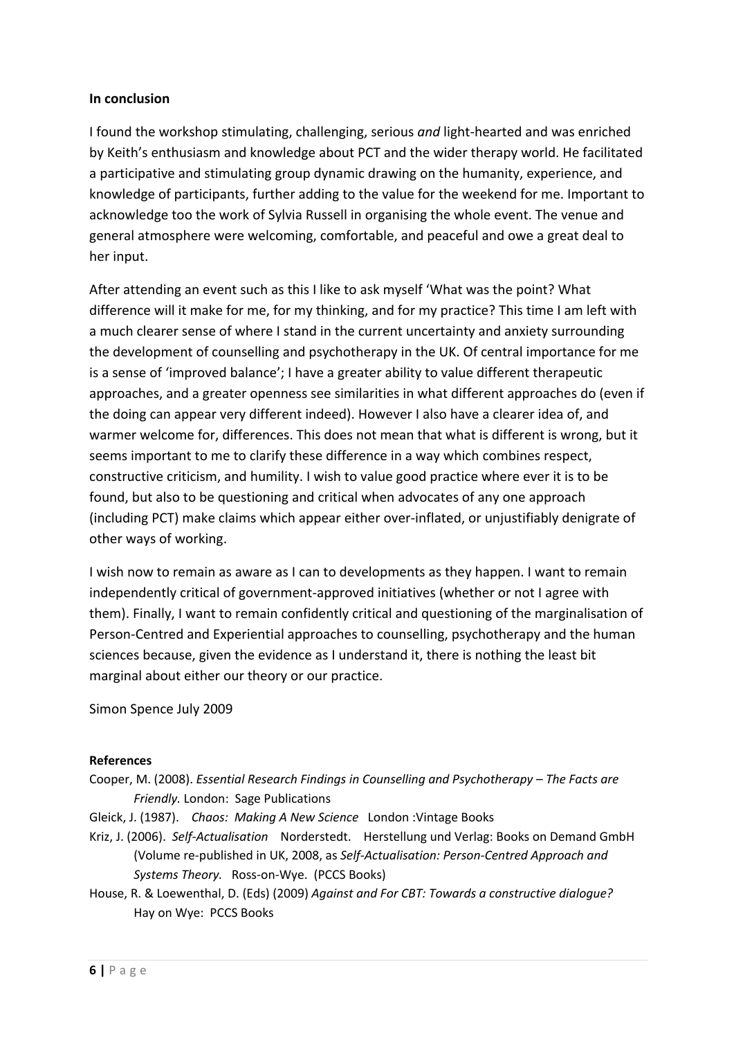**In conclusion**

I found the workshop stimulating, challenging, serious *and* light-hearted and was enriched by Keith's enthusiasm and knowledge about PCT and the wider therapy world. He facilitated a participative and stimulating group dynamic drawing on the humanity, experience, and knowledge of participants, further adding to the value for the weekend for me. Important to acknowledge too the work of Sylvia Russell in organising the whole event. The venue and general atmosphere were welcoming, comfortable, and peaceful and owe a great deal to her input.

After attending an event such as this I like to ask myself 'What was the point? What difference will it make for me, for my thinking, and for my practice? This time I am left with a much clearer sense of where I stand in the current uncertainty and anxiety surrounding the development of counselling and psychotherapy in the UK. Of central importance for me is a sense of 'improved balance'; I have a greater ability to value different therapeutic approaches, and a greater openness see similarities in what different approaches do (even if the doing can appear very different indeed). However I also have a clearer idea of, and warmer welcome for, differences. This does not mean that what is different is wrong, but it seems important to me to clarify these difference in a way which combines respect, constructive criticism, and humility. I wish to value good practice where ever it is to be found, but also to be questioning and critical when advocates of any one approach (including PCT) make claims which appear either over-inflated, or unjustifiably denigrate of other ways of working.

I wish now to remain as aware as I can to developments as they happen. I want to remain independently critical of government-approved initiatives (whether or not I agree with them). Finally, I want to remain confidently critical and questioning of the marginalisation of Person-Centred and Experiential approaches to counselling, psychotherapy and the human sciences because, given the evidence as I understand it, there is nothing the least bit marginal about either our theory or our practice.

Simon Spence July 2009

**References**

Cooper, M. (2008). *Essential Research Findings in Counselling and Psychotherapy – The Facts are Friendly.* London: Sage Publications

Gleick, J. (1987). *Chaos: Making A New Science* London :Vintage Books

Kriz, J. (2006). *Self-Actualisation* Norderstedt. Herstellung und Verlag: Books on Demand GmbH (Volume re-published in UK, 2008, as *Self-Actualisation: Person-Centred Approach and Systems Theory.* Ross-on-Wye. (PCCS Books)

House, R. & Loewenthal, D. (Eds) (2009) *Against and For CBT: Towards a constructive dialogue?* Hay on Wye: PCCS Books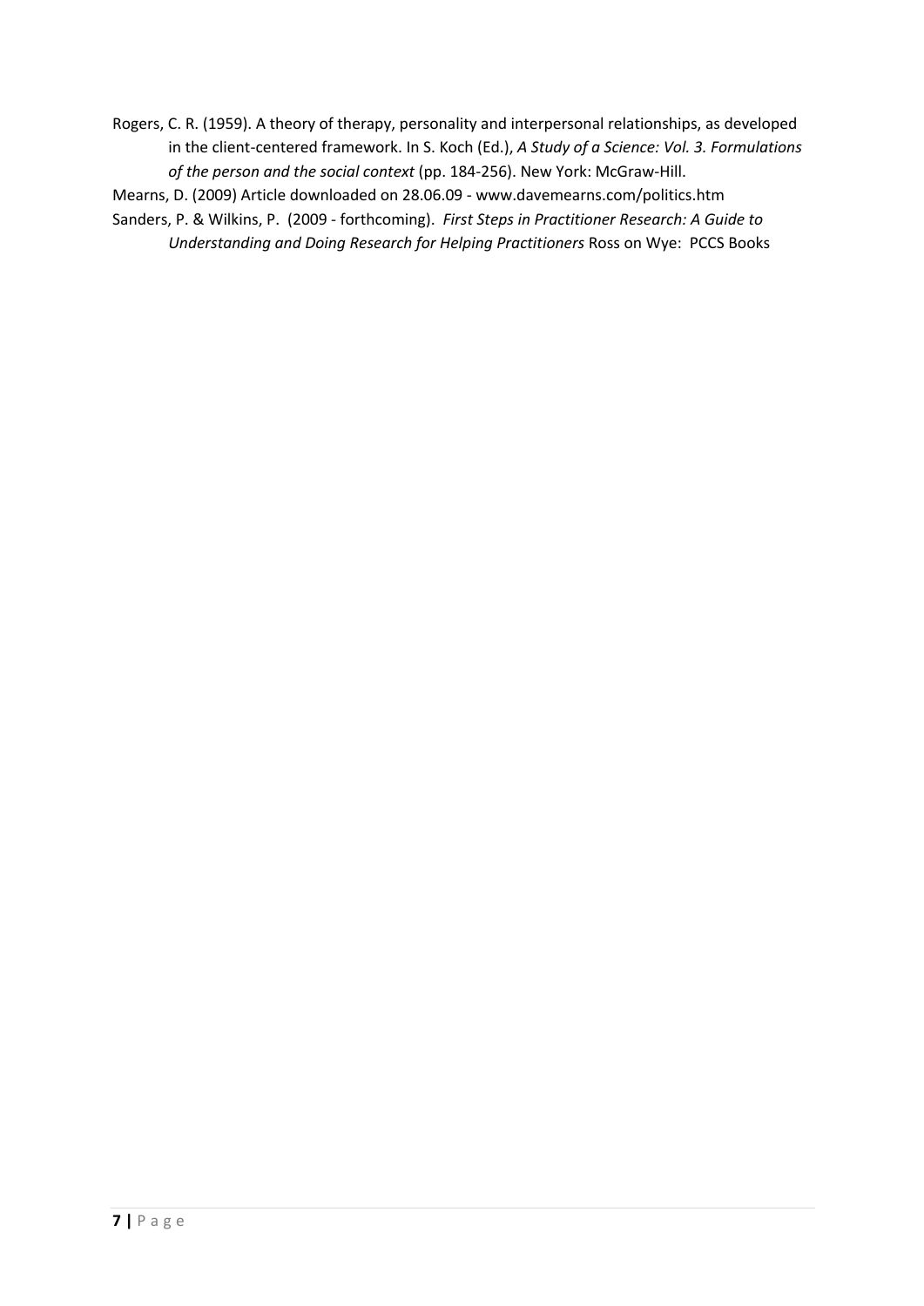Rogers, C. R. (1959). A theory of therapy, personality and interpersonal relationships, as developed in the client-centered framework. In S. Koch (Ed.), *A Study of a Science: Vol. 3. Formulations of the person and the social context* (pp. 184-256). New York: McGraw-Hill.

Mearns, D. (2009) Article downloaded on 28.06.09 - www.davemearns.com/politics.htm

Sanders, P. & Wilkins, P. (2009 - forthcoming). *First Steps in Practitioner Research: A Guide to Understanding and Doing Research for Helping Practitioners* Ross on Wye: PCCS Books